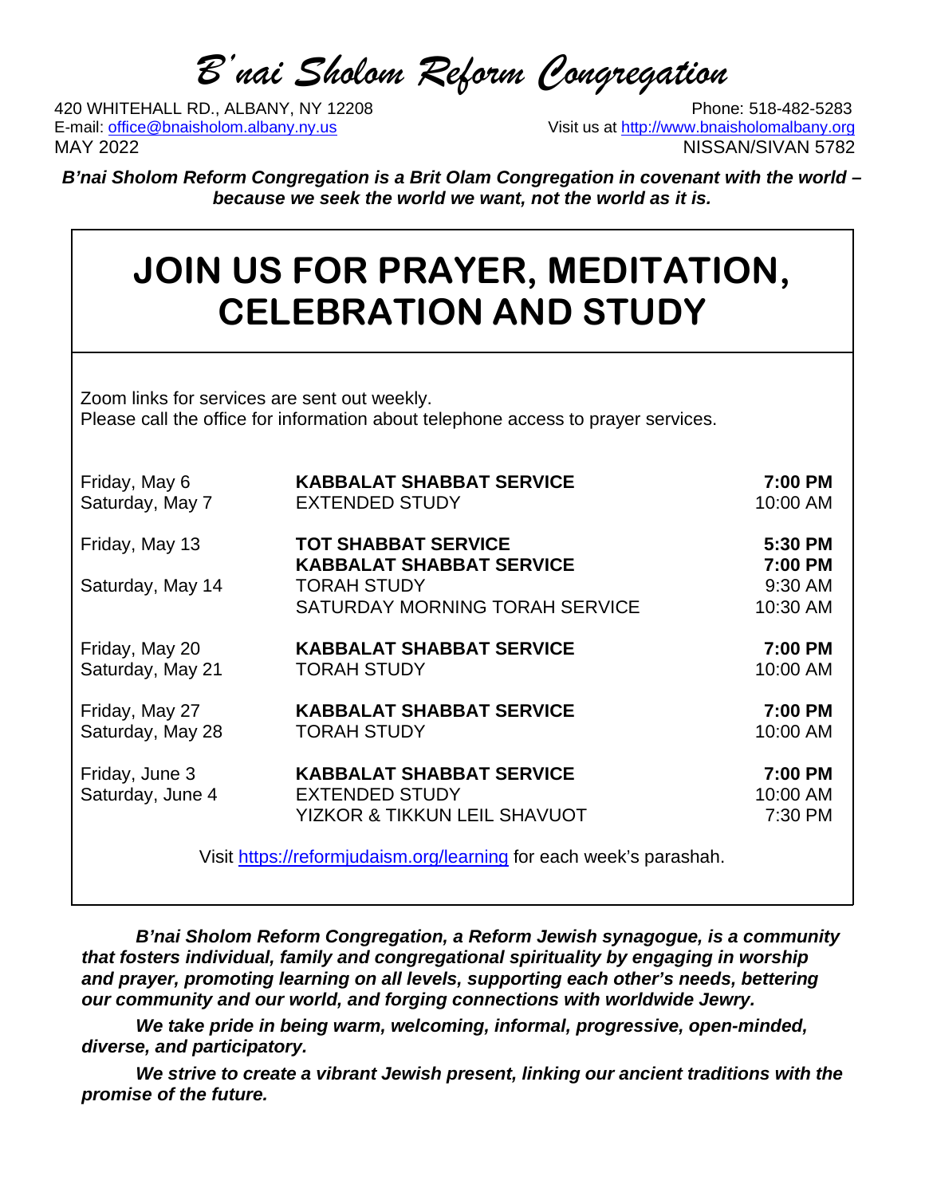# *B'nai Sholom Reform Congregation*

420 WHITEHALL RD., ALBANY, NY 12208
Phone: 518-482-5283
E-mail: office@bnaisholom.albany.ny.us
Visit us at http://www.bnaisholomalbany.org
MAY 2022
NISSAN/SIVAN 5782

***B'nai Sholom Reform Congregation is a Brit Olam Congregation in covenant with the world – because we seek the world we want, not the world as it is.***

## JOIN US FOR PRAYER, MEDITATION, CELEBRATION AND STUDY

Zoom links for services are sent out weekly.
Please call the office for information about telephone access to prayer services.

| | | |
|---|---|---|
| Friday, May 6 | **KABBALAT SHABBAT SERVICE** | **7:00 PM** |
| Saturday, May 7 | EXTENDED STUDY | 10:00 AM |
| Friday, May 13 | **TOT SHABBAT SERVICE** | **5:30 PM** |
| | **KABBALAT SHABBAT SERVICE** | **7:00 PM** |
| Saturday, May 14 | TORAH STUDY | 9:30 AM |
| | SATURDAY MORNING TORAH SERVICE | 10:30 AM |
| Friday, May 20 | **KABBALAT SHABBAT SERVICE** | **7:00 PM** |
| Saturday, May 21 | TORAH STUDY | 10:00 AM |
| Friday, May 27 | **KABBALAT SHABBAT SERVICE** | **7:00 PM** |
| Saturday, May 28 | TORAH STUDY | 10:00 AM |
| Friday, June 3 | **KABBALAT SHABBAT SERVICE** | **7:00 PM** |
| Saturday, June 4 | EXTENDED STUDY | 10:00 AM |
| | YIZKOR & TIKKUN LEIL SHAVUOT | 7:30 PM |

Visit https://reformjudaism.org/learning for each week's parashah.

***B'nai Sholom Reform Congregation, a Reform Jewish synagogue, is a community that fosters individual, family and congregational spirituality by engaging in worship and prayer, promoting learning on all levels, supporting each other's needs, bettering our community and our world, and forging connections with worldwide Jewry.***

***We take pride in being warm, welcoming, informal, progressive, open-minded, diverse, and participatory.***

***We strive to create a vibrant Jewish present, linking our ancient traditions with the promise of the future.***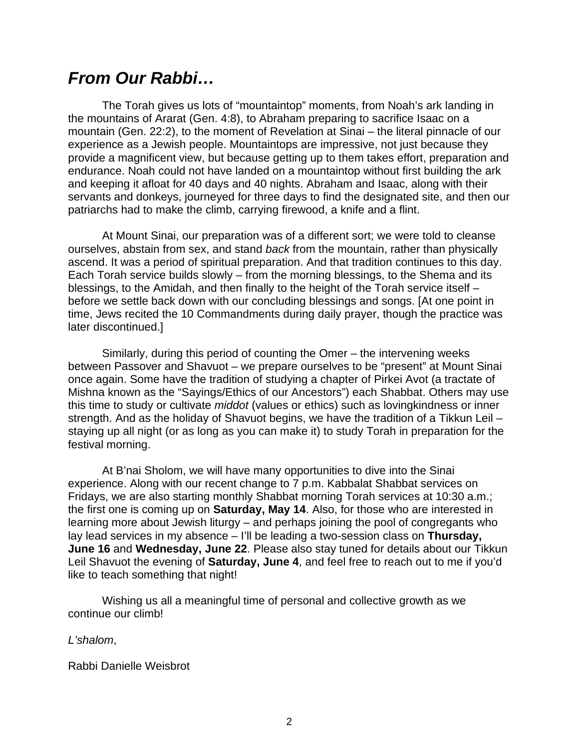## *From Our Rabbi…*

The Torah gives us lots of “mountaintop” moments, from Noah’s ark landing in the mountains of Ararat (Gen. 4:8), to Abraham preparing to sacrifice Isaac on a mountain (Gen. 22:2), to the moment of Revelation at Sinai – the literal pinnacle of our experience as a Jewish people. Mountaintops are impressive, not just because they provide a magnificent view, but because getting up to them takes effort, preparation and endurance. Noah could not have landed on a mountaintop without first building the ark and keeping it afloat for 40 days and 40 nights. Abraham and Isaac, along with their servants and donkeys, journeyed for three days to find the designated site, and then our patriarchs had to make the climb, carrying firewood, a knife and a flint.

At Mount Sinai, our preparation was of a different sort; we were told to cleanse ourselves, abstain from sex, and stand *back* from the mountain, rather than physically ascend. It was a period of spiritual preparation. And that tradition continues to this day. Each Torah service builds slowly – from the morning blessings, to the Shema and its blessings, to the Amidah, and then finally to the height of the Torah service itself – before we settle back down with our concluding blessings and songs. [At one point in time, Jews recited the 10 Commandments during daily prayer, though the practice was later discontinued.]

Similarly, during this period of counting the Omer – the intervening weeks between Passover and Shavuot – we prepare ourselves to be “present” at Mount Sinai once again. Some have the tradition of studying a chapter of Pirkei Avot (a tractate of Mishna known as the “Sayings/Ethics of our Ancestors”) each Shabbat. Others may use this time to study or cultivate *middot* (values or ethics) such as lovingkindness or inner strength. And as the holiday of Shavuot begins, we have the tradition of a Tikkun Leil – staying up all night (or as long as you can make it) to study Torah in preparation for the festival morning.

At B’nai Sholom, we will have many opportunities to dive into the Sinai experience. Along with our recent change to 7 p.m. Kabbalat Shabbat services on Fridays, we are also starting monthly Shabbat morning Torah services at 10:30 a.m.; the first one is coming up on **Saturday, May 14**. Also, for those who are interested in learning more about Jewish liturgy – and perhaps joining the pool of congregants who lay lead services in my absence – I’ll be leading a two-session class on **Thursday, June 16** and **Wednesday, June 22**. Please also stay tuned for details about our Tikkun Leil Shavuot the evening of **Saturday, June 4**, and feel free to reach out to me if you’d like to teach something that night!

Wishing us all a meaningful time of personal and collective growth as we continue our climb!

*L’shalom*,

Rabbi Danielle Weisbrot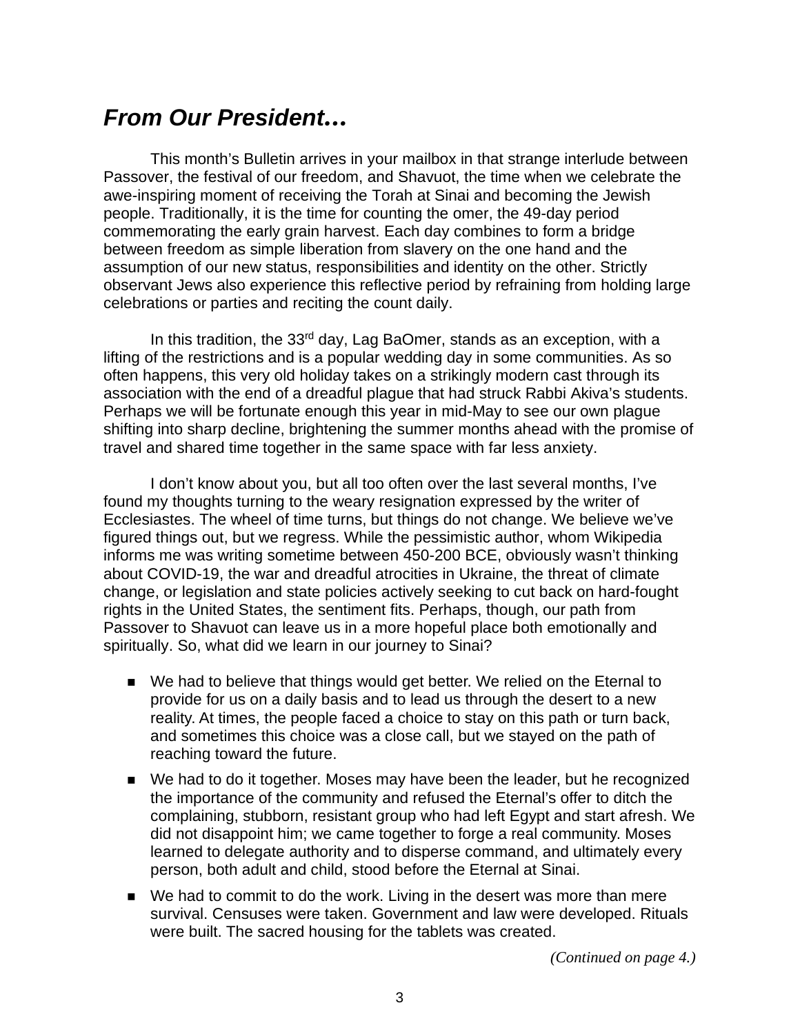## *From Our President…*

This month's Bulletin arrives in your mailbox in that strange interlude between Passover, the festival of our freedom, and Shavuot, the time when we celebrate the awe-inspiring moment of receiving the Torah at Sinai and becoming the Jewish people. Traditionally, it is the time for counting the omer, the 49-day period commemorating the early grain harvest. Each day combines to form a bridge between freedom as simple liberation from slavery on the one hand and the assumption of our new status, responsibilities and identity on the other. Strictly observant Jews also experience this reflective period by refraining from holding large celebrations or parties and reciting the count daily.

In this tradition, the 33rd day, Lag BaOmer, stands as an exception, with a lifting of the restrictions and is a popular wedding day in some communities. As so often happens, this very old holiday takes on a strikingly modern cast through its association with the end of a dreadful plague that had struck Rabbi Akiva's students. Perhaps we will be fortunate enough this year in mid-May to see our own plague shifting into sharp decline, brightening the summer months ahead with the promise of travel and shared time together in the same space with far less anxiety.

I don't know about you, but all too often over the last several months, I've found my thoughts turning to the weary resignation expressed by the writer of Ecclesiastes. The wheel of time turns, but things do not change. We believe we've figured things out, but we regress. While the pessimistic author, whom Wikipedia informs me was writing sometime between 450-200 BCE, obviously wasn't thinking about COVID-19, the war and dreadful atrocities in Ukraine, the threat of climate change, or legislation and state policies actively seeking to cut back on hard-fought rights in the United States, the sentiment fits. Perhaps, though, our path from Passover to Shavuot can leave us in a more hopeful place both emotionally and spiritually. So, what did we learn in our journey to Sinai?

- We had to believe that things would get better. We relied on the Eternal to provide for us on a daily basis and to lead us through the desert to a new reality. At times, the people faced a choice to stay on this path or turn back, and sometimes this choice was a close call, but we stayed on the path of reaching toward the future.
- We had to do it together. Moses may have been the leader, but he recognized the importance of the community and refused the Eternal's offer to ditch the complaining, stubborn, resistant group who had left Egypt and start afresh. We did not disappoint him; we came together to forge a real community. Moses learned to delegate authority and to disperse command, and ultimately every person, both adult and child, stood before the Eternal at Sinai.
- We had to commit to do the work. Living in the desert was more than mere survival. Censuses were taken. Government and law were developed. Rituals were built. The sacred housing for the tablets was created.

*(Continued on page 4.)*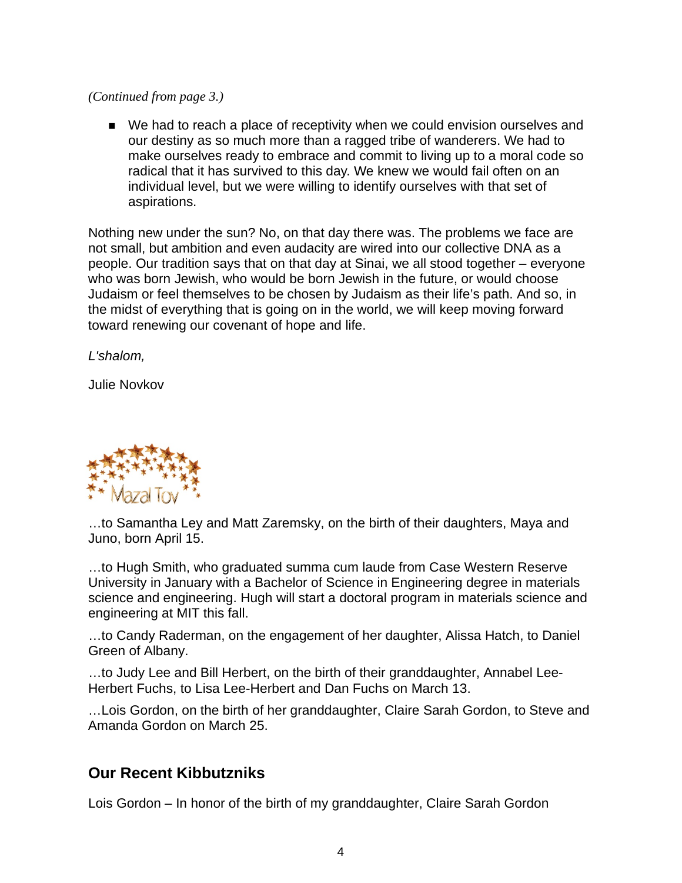*(Continued from page 3.)*

- We had to reach a place of receptivity when we could envision ourselves and our destiny as so much more than a ragged tribe of wanderers. We had to make ourselves ready to embrace and commit to living up to a moral code so radical that it has survived to this day. We knew we would fail often on an individual level, but we were willing to identify ourselves with that set of aspirations.

Nothing new under the sun? No, on that day there was. The problems we face are not small, but ambition and even audacity are wired into our collective DNA as a people. Our tradition says that on that day at Sinai, we all stood together – everyone who was born Jewish, who would be born Jewish in the future, or would choose Judaism or feel themselves to be chosen by Judaism as their life's path. And so, in the midst of everything that is going on in the world, we will keep moving forward toward renewing our covenant of hope and life.

*L'shalom,*

Julie Novkov

Mazal Tov

…to Samantha Ley and Matt Zaremsky, on the birth of their daughters, Maya and Juno, born April 15.

…to Hugh Smith, who graduated summa cum laude from Case Western Reserve University in January with a Bachelor of Science in Engineering degree in materials science and engineering. Hugh will start a doctoral program in materials science and engineering at MIT this fall.

…to Candy Raderman, on the engagement of her daughter, Alissa Hatch, to Daniel Green of Albany.

…to Judy Lee and Bill Herbert, on the birth of their granddaughter, Annabel Lee-Herbert Fuchs, to Lisa Lee-Herbert and Dan Fuchs on March 13.

…Lois Gordon, on the birth of her granddaughter, Claire Sarah Gordon, to Steve and Amanda Gordon on March 25.

## Our Recent Kibbutzniks

Lois Gordon – In honor of the birth of my granddaughter, Claire Sarah Gordon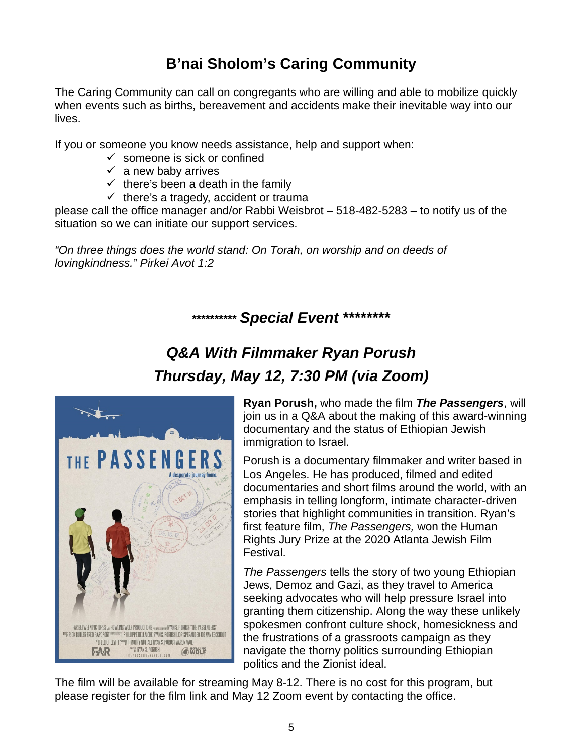# B'nai Sholom's Caring Community

The Caring Community can call on congregants who are willing and able to mobilize quickly when events such as births, bereavement and accidents make their inevitable way into our lives.

If you or someone you know needs assistance, help and support when:

- ✓ someone is sick or confined
- ✓ a new baby arrives
- ✓ there's been a death in the family
- ✓ there's a tragedy, accident or trauma

please call the office manager and/or Rabbi Weisbrot – 518-482-5283 – to notify us of the situation so we can initiate our support services.

*"On three things does the world stand: On Torah, on worship and on deeds of lovingkindness." Pirkei Avot 1:2*

## ********** *Special Event* ********

## *Q&A With Filmmaker Ryan Porush*
## *Thursday, May 12, 7:30 PM (via Zoom)*

**Ryan Porush,** who made the film ***The Passengers***, will join us in a Q&A about the making of this award-winning documentary and the status of Ethiopian Jewish immigration to Israel.

Porush is a documentary filmmaker and writer based in Los Angeles. He has produced, filmed and edited documentaries and short films around the world, with an emphasis in telling longform, intimate character-driven stories that highlight communities in transition. Ryan's first feature film, *The Passengers,* won the Human Rights Jury Prize at the 2020 Atlanta Jewish Film Festival.

*The Passengers* tells the story of two young Ethiopian Jews, Demoz and Gazi, as they travel to America seeking advocates who will help pressure Israel into granting them citizenship. Along the way these unlikely spokesmen confront culture shock, homesickness and the frustrations of a grassroots campaign as they navigate the thorny politics surrounding Ethiopian politics and the Zionist ideal.

The film will be available for streaming May 8-12. There is no cost for this program, but please register for the film link and May 12 Zoom event by contacting the office.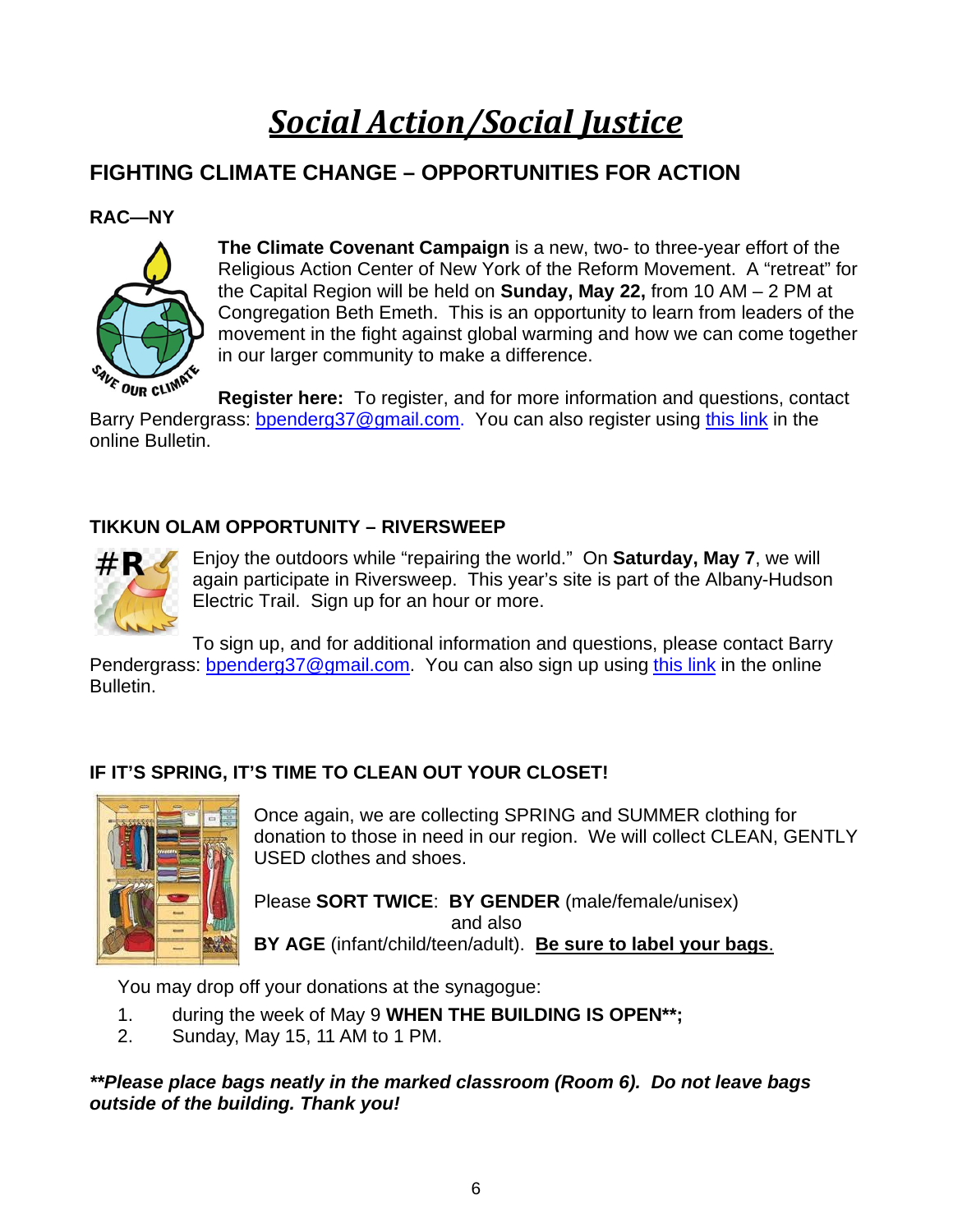# ***Social Action/Social Justice***

## FIGHTING CLIMATE CHANGE – OPPORTUNITIES FOR ACTION

### RAC—NY

**The Climate Covenant Campaign** is a new, two- to three-year effort of the Religious Action Center of New York of the Reform Movement. A "retreat" for the Capital Region will be held on **Sunday, May 22,** from 10 AM – 2 PM at Congregation Beth Emeth. This is an opportunity to learn from leaders of the movement in the fight against global warming and how we can come together in our larger community to make a difference.

**Register here:** To register, and for more information and questions, contact Barry Pendergrass: bpenderg37@gmail.com. You can also register using this link in the online Bulletin.

### TIKKUN OLAM OPPORTUNITY – RIVERSWEEP

Enjoy the outdoors while "repairing the world." On **Saturday, May 7**, we will again participate in Riversweep. This year's site is part of the Albany-Hudson Electric Trail. Sign up for an hour or more.

To sign up, and for additional information and questions, please contact Barry Pendergrass: bpenderg37@gmail.com. You can also sign up using this link in the online Bulletin.

### IF IT'S SPRING, IT'S TIME TO CLEAN OUT YOUR CLOSET!

Once again, we are collecting SPRING and SUMMER clothing for donation to those in need in our region. We will collect CLEAN, GENTLY USED clothes and shoes.

Please **SORT TWICE**: **BY GENDER** (male/female/unisex)
and also
**BY AGE** (infant/child/teen/adult). **Be sure to label your bags**.

You may drop off your donations at the synagogue:

1. during the week of May 9 **WHEN THE BUILDING IS OPEN\*\*;**
2. Sunday, May 15, 11 AM to 1 PM.

***\*\*Please place bags neatly in the marked classroom (Room 6). Do not leave bags outside of the building. Thank you!***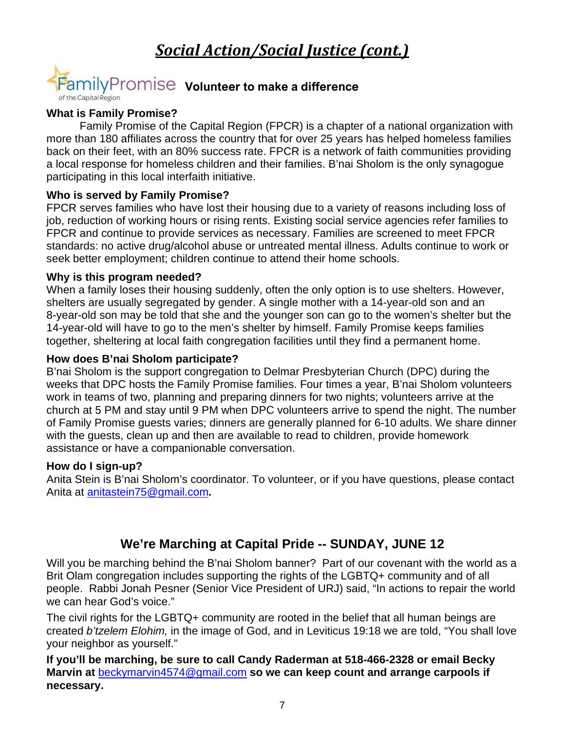# *Social Action/Social Justice (cont.)*

FamilyPromise of the Capital Region **Volunteer to make a difference**

**What is Family Promise?**

Family Promise of the Capital Region (FPCR) is a chapter of a national organization with more than 180 affiliates across the country that for over 25 years has helped homeless families back on their feet, with an 80% success rate. FPCR is a network of faith communities providing a local response for homeless children and their families. B'nai Sholom is the only synagogue participating in this local interfaith initiative.

**Who is served by Family Promise?**

FPCR serves families who have lost their housing due to a variety of reasons including loss of job, reduction of working hours or rising rents. Existing social service agencies refer families to FPCR and continue to provide services as necessary. Families are screened to meet FPCR standards: no active drug/alcohol abuse or untreated mental illness. Adults continue to work or seek better employment; children continue to attend their home schools.

**Why is this program needed?**

When a family loses their housing suddenly, often the only option is to use shelters. However, shelters are usually segregated by gender. A single mother with a 14-year-old son and an 8-year-old son may be told that she and the younger son can go to the women's shelter but the 14-year-old will have to go to the men's shelter by himself. Family Promise keeps families together, sheltering at local faith congregation facilities until they find a permanent home.

**How does B'nai Sholom participate?**

B'nai Sholom is the support congregation to Delmar Presbyterian Church (DPC) during the weeks that DPC hosts the Family Promise families. Four times a year, B'nai Sholom volunteers work in teams of two, planning and preparing dinners for two nights; volunteers arrive at the church at 5 PM and stay until 9 PM when DPC volunteers arrive to spend the night. The number of Family Promise guests varies; dinners are generally planned for 6-10 adults. We share dinner with the guests, clean up and then are available to read to children, provide homework assistance or have a companionable conversation.

**How do I sign-up?**

Anita Stein is B'nai Sholom's coordinator. To volunteer, or if you have questions, please contact Anita at anitastein75@gmail.com**.**

## We're Marching at Capital Pride -- SUNDAY, JUNE 12

Will you be marching behind the B'nai Sholom banner? Part of our covenant with the world as a Brit Olam congregation includes supporting the rights of the LGBTQ+ community and of all people. Rabbi Jonah Pesner (Senior Vice President of URJ) said, "In actions to repair the world we can hear God's voice."

The civil rights for the LGBTQ+ community are rooted in the belief that all human beings are created *b'tzelem Elohim,* in the image of God, and in Leviticus 19:18 we are told, "You shall love your neighbor as yourself."

**If you'll be marching, be sure to call Candy Raderman at 518-466-2328 or email Becky Marvin at** beckymarvin4574@gmail.com **so we can keep count and arrange carpools if necessary.**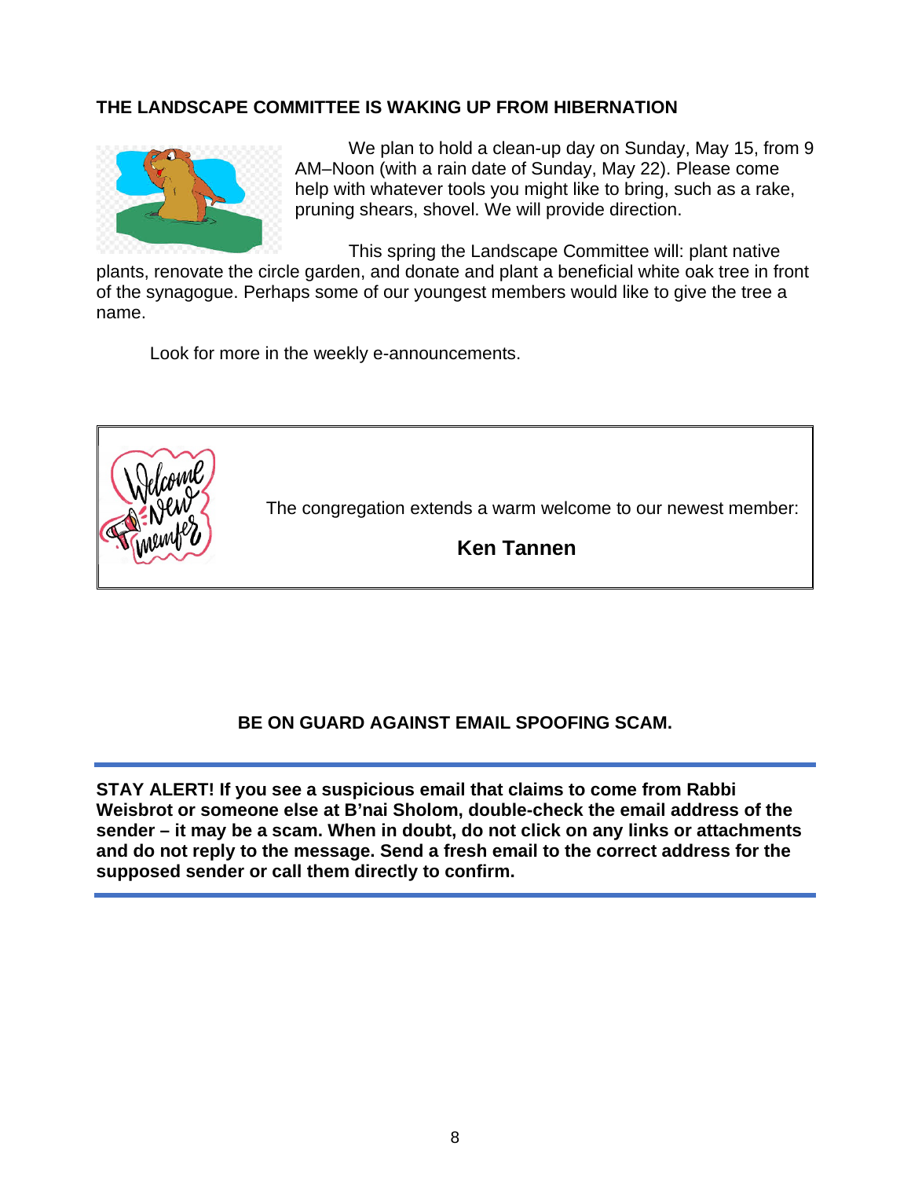## THE LANDSCAPE COMMITTEE IS WAKING UP FROM HIBERNATION

We plan to hold a clean-up day on Sunday, May 15, from 9 AM–Noon (with a rain date of Sunday, May 22). Please come help with whatever tools you might like to bring, such as a rake, pruning shears, shovel. We will provide direction.

This spring the Landscape Committee will: plant native plants, renovate the circle garden, and donate and plant a beneficial white oak tree in front of the synagogue. Perhaps some of our youngest members would like to give the tree a name.

Look for more in the weekly e-announcements.

The congregation extends a warm welcome to our newest member:

**Ken Tannen**

## BE ON GUARD AGAINST EMAIL SPOOFING SCAM.

**STAY ALERT! If you see a suspicious email that claims to come from Rabbi Weisbrot or someone else at B'nai Sholom, double-check the email address of the sender – it may be a scam. When in doubt, do not click on any links or attachments and do not reply to the message. Send a fresh email to the correct address for the supposed sender or call them directly to confirm.**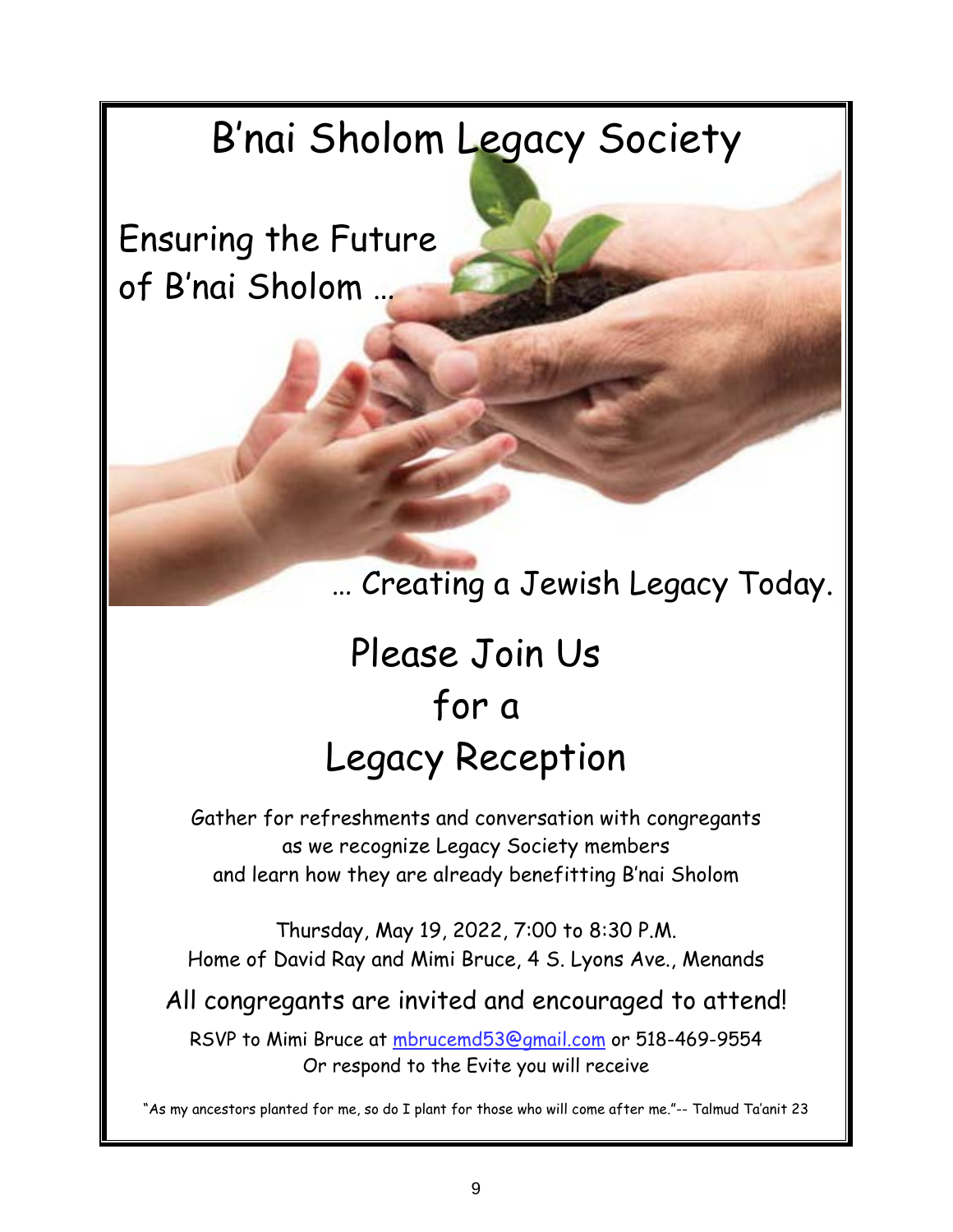# B'nai Sholom Legacy Society

Ensuring the Future of B'nai Sholom …

… Creating a Jewish Legacy Today.

## Please Join Us for a Legacy Reception

Gather for refreshments and conversation with congregants as we recognize Legacy Society members and learn how they are already benefitting B'nai Sholom

Thursday, May 19, 2022, 7:00 to 8:30 P.M.
Home of David Ray and Mimi Bruce, 4 S. Lyons Ave., Menands

All congregants are invited and encouraged to attend!

RSVP to Mimi Bruce at mbrucemd53@gmail.com or 518-469-9554
Or respond to the Evite you will receive

"As my ancestors planted for me, so do I plant for those who will come after me."-- Talmud Ta'anit 23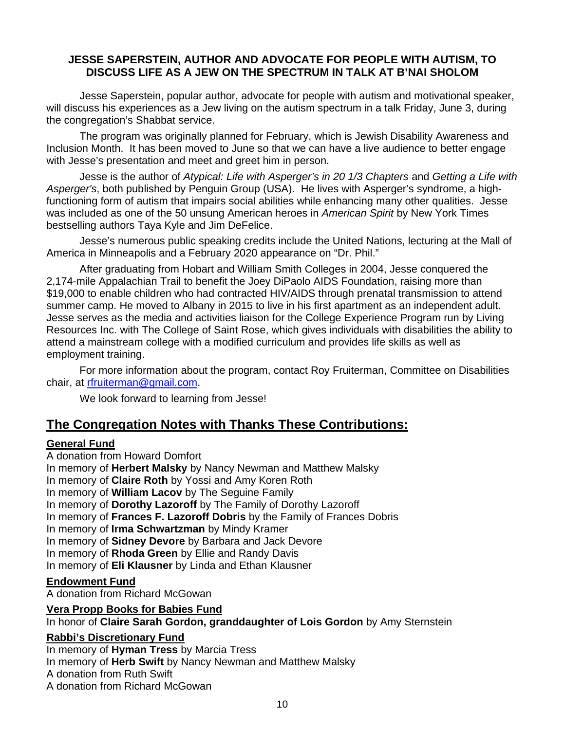**JESSE SAPERSTEIN, AUTHOR AND ADVOCATE FOR PEOPLE WITH AUTISM, TO DISCUSS LIFE AS A JEW ON THE SPECTRUM IN TALK AT B'NAI SHOLOM**

Jesse Saperstein, popular author, advocate for people with autism and motivational speaker, will discuss his experiences as a Jew living on the autism spectrum in a talk Friday, June 3, during the congregation's Shabbat service.

The program was originally planned for February, which is Jewish Disability Awareness and Inclusion Month. It has been moved to June so that we can have a live audience to better engage with Jesse's presentation and meet and greet him in person.

Jesse is the author of *Atypical: Life with Asperger's in 20 1/3 Chapters* and *Getting a Life with Asperger's*, both published by Penguin Group (USA). He lives with Asperger's syndrome, a high-functioning form of autism that impairs social abilities while enhancing many other qualities. Jesse was included as one of the 50 unsung American heroes in *American Spirit* by New York Times bestselling authors Taya Kyle and Jim DeFelice.

Jesse's numerous public speaking credits include the United Nations, lecturing at the Mall of America in Minneapolis and a February 2020 appearance on "Dr. Phil."

After graduating from Hobart and William Smith Colleges in 2004, Jesse conquered the 2,174-mile Appalachian Trail to benefit the Joey DiPaolo AIDS Foundation, raising more than $19,000 to enable children who had contracted HIV/AIDS through prenatal transmission to attend summer camp. He moved to Albany in 2015 to live in his first apartment as an independent adult. Jesse serves as the media and activities liaison for the College Experience Program run by Living Resources Inc. with The College of Saint Rose, which gives individuals with disabilities the ability to attend a mainstream college with a modified curriculum and provides life skills as well as employment training.

For more information about the program, contact Roy Fruiterman, Committee on Disabilities chair, at rfruiterman@gmail.com.

We look forward to learning from Jesse!

## The Congregation Notes with Thanks These Contributions:

**General Fund**

A donation from Howard Domfort
In memory of **Herbert Malsky** by Nancy Newman and Matthew Malsky
In memory of **Claire Roth** by Yossi and Amy Koren Roth
In memory of **William Lacov** by The Seguine Family
In memory of **Dorothy Lazoroff** by The Family of Dorothy Lazoroff
In memory of **Frances F. Lazoroff Dobris** by the Family of Frances Dobris
In memory of **Irma Schwartzman** by Mindy Kramer
In memory of **Sidney Devore** by Barbara and Jack Devore
In memory of **Rhoda Green** by Ellie and Randy Davis
In memory of **Eli Klausner** by Linda and Ethan Klausner

**Endowment Fund**

A donation from Richard McGowan

**Vera Propp Books for Babies Fund**

In honor of **Claire Sarah Gordon, granddaughter of Lois Gordon** by Amy Sternstein

**Rabbi's Discretionary Fund**

In memory of **Hyman Tress** by Marcia Tress
In memory of **Herb Swift** by Nancy Newman and Matthew Malsky
A donation from Ruth Swift
A donation from Richard McGowan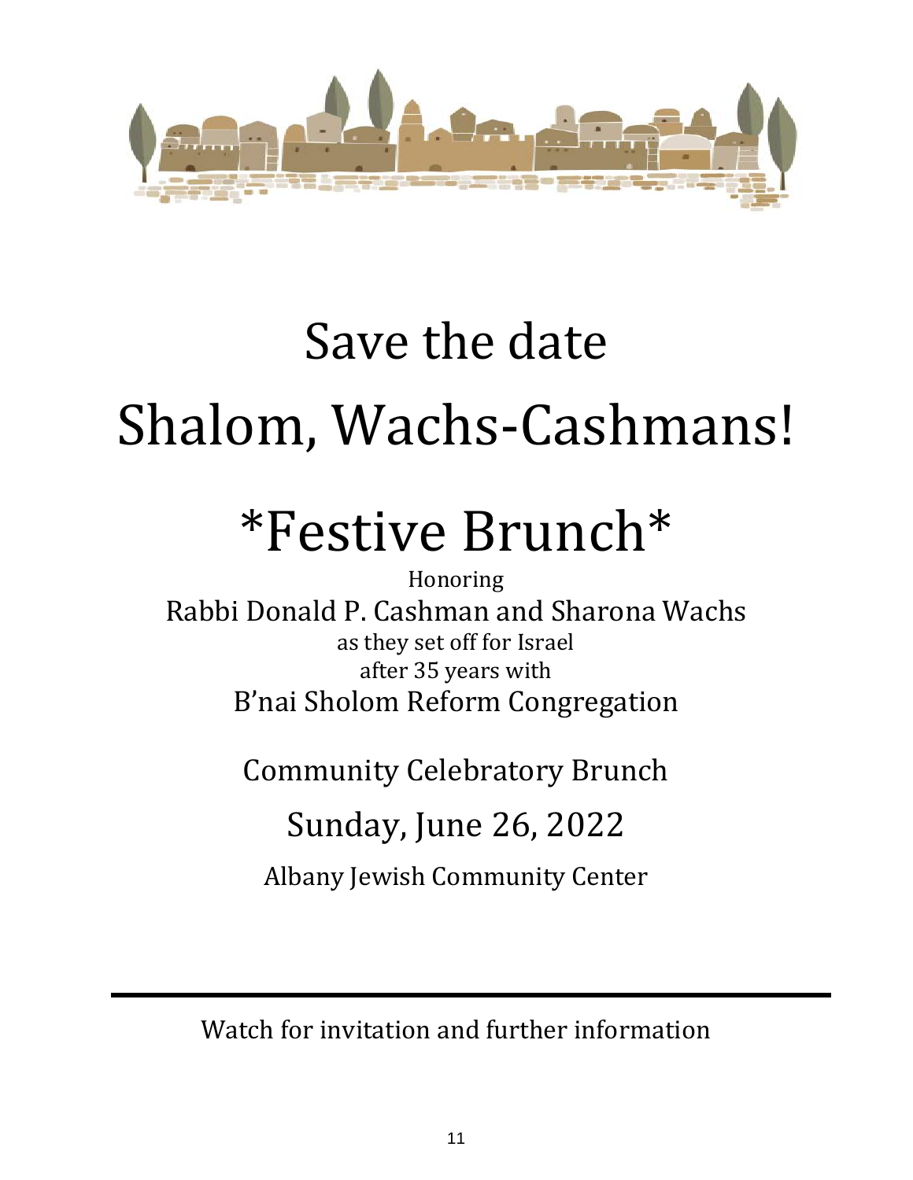# Save the date

# Shalom, Wachs-Cashmans!

# *Festive Brunch*

Honoring

Rabbi Donald P. Cashman and Sharona Wachs

as they set off for Israel

after 35 years with

B'nai Sholom Reform Congregation

Community Celebratory Brunch

Sunday, June 26, 2022

Albany Jewish Community Center

---

Watch for invitation and further information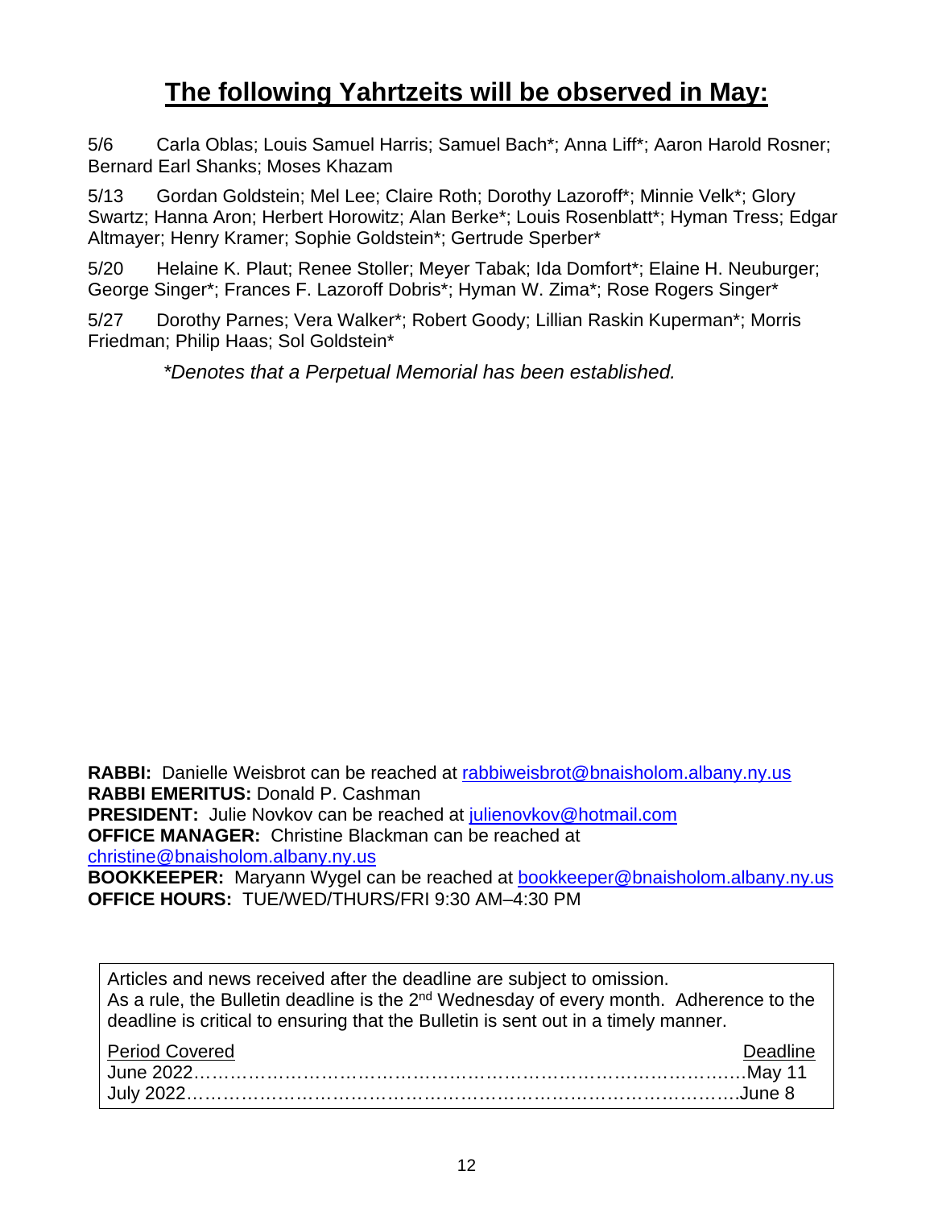# The following Yahrtzeits will be observed in May:

5/6 Carla Oblas; Louis Samuel Harris; Samuel Bach*; Anna Liff*; Aaron Harold Rosner; Bernard Earl Shanks; Moses Khazam

5/13 Gordan Goldstein; Mel Lee; Claire Roth; Dorothy Lazoroff*; Minnie Velk*; Glory Swartz; Hanna Aron; Herbert Horowitz; Alan Berke*; Louis Rosenblatt*; Hyman Tress; Edgar Altmayer; Henry Kramer; Sophie Goldstein*; Gertrude Sperber*

5/20 Helaine K. Plaut; Renee Stoller; Meyer Tabak; Ida Domfort*; Elaine H. Neuburger; George Singer*; Frances F. Lazoroff Dobris*; Hyman W. Zima*; Rose Rogers Singer*

5/27 Dorothy Parnes; Vera Walker*; Robert Goody; Lillian Raskin Kuperman*; Morris Friedman; Philip Haas; Sol Goldstein*

*\*Denotes that a Perpetual Memorial has been established.*

**RABBI:** Danielle Weisbrot can be reached at rabbiweisbrot@bnaisholom.albany.ny.us
**RABBI EMERITUS:** Donald P. Cashman
**PRESIDENT:** Julie Novkov can be reached at julienovkov@hotmail.com
**OFFICE MANAGER:** Christine Blackman can be reached at christine@bnaisholom.albany.ny.us
**BOOKKEEPER:** Maryann Wygel can be reached at bookkeeper@bnaisholom.albany.ny.us
**OFFICE HOURS:** TUE/WED/THURS/FRI 9:30 AM–4:30 PM

Articles and news received after the deadline are subject to omission.
As a rule, the Bulletin deadline is the 2nd Wednesday of every month. Adherence to the deadline is critical to ensuring that the Bulletin is sent out in a timely manner.

| Period Covered | Deadline |
|---|---|
| June 2022 | May 11 |
| July 2022 | June 8 |